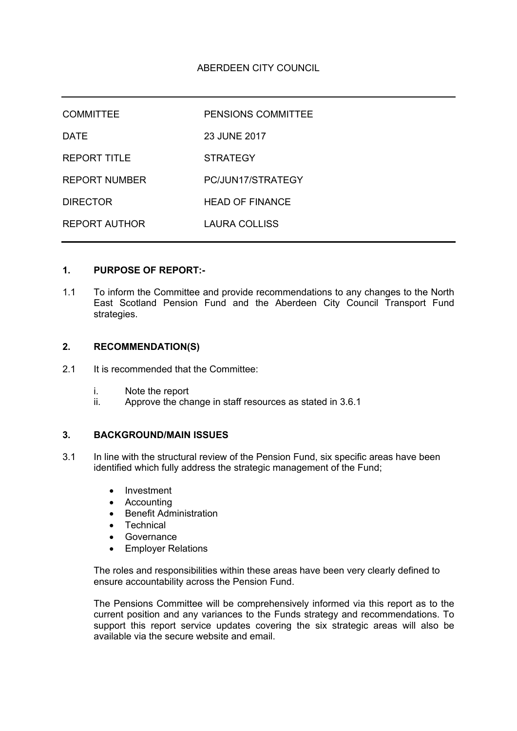ABERDEEN CITY COUNCIL

| | |
|---|---|
| COMMITTEE | PENSIONS COMMITTEE |
| DATE | 23 JUNE 2017 |
| REPORT TITLE | STRATEGY |
| REPORT NUMBER | PC/JUN17/STRATEGY |
| DIRECTOR | HEAD OF FINANCE |
| REPORT AUTHOR | LAURA COLLISS |

## 1. PURPOSE OF REPORT:-

1.1 To inform the Committee and provide recommendations to any changes to the North East Scotland Pension Fund and the Aberdeen City Council Transport Fund strategies.

## 2. RECOMMENDATION(S)

2.1 It is recommended that the Committee:

i. Note the report
ii. Approve the change in staff resources as stated in 3.6.1

## 3. BACKGROUND/MAIN ISSUES

3.1 In line with the structural review of the Pension Fund, six specific areas have been identified which fully address the strategic management of the Fund;

- Investment
- Accounting
- Benefit Administration
- Technical
- Governance
- Employer Relations

The roles and responsibilities within these areas have been very clearly defined to ensure accountability across the Pension Fund.

The Pensions Committee will be comprehensively informed via this report as to the current position and any variances to the Funds strategy and recommendations. To support this report service updates covering the six strategic areas will also be available via the secure website and email.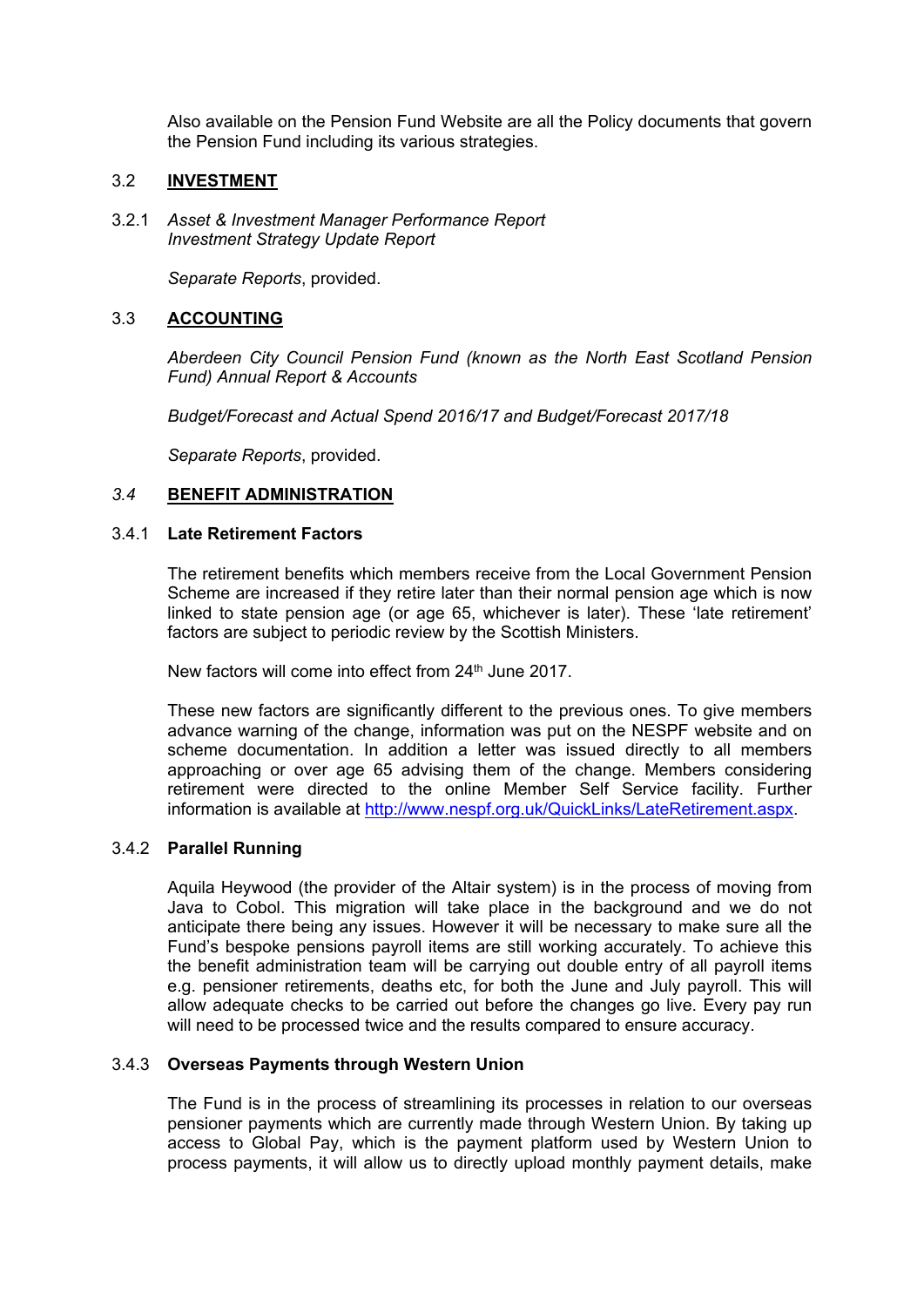Also available on the Pension Fund Website are all the Policy documents that govern the Pension Fund including its various strategies.

## 3.2 INVESTMENT

3.2.1 *Asset & Investment Manager Performance Report*
*Investment Strategy Update Report*

*Separate Reports*, provided.

## 3.3 ACCOUNTING

*Aberdeen City Council Pension Fund (known as the North East Scotland Pension Fund) Annual Report & Accounts*

*Budget/Forecast and Actual Spend 2016/17 and Budget/Forecast 2017/18*

*Separate Reports*, provided.

## *3.4* BENEFIT ADMINISTRATION

### 3.4.1 Late Retirement Factors

The retirement benefits which members receive from the Local Government Pension Scheme are increased if they retire later than their normal pension age which is now linked to state pension age (or age 65, whichever is later). These 'late retirement' factors are subject to periodic review by the Scottish Ministers.

New factors will come into effect from 24th June 2017.

These new factors are significantly different to the previous ones. To give members advance warning of the change, information was put on the NESPF website and on scheme documentation. In addition a letter was issued directly to all members approaching or over age 65 advising them of the change. Members considering retirement were directed to the online Member Self Service facility. Further information is available at http://www.nespf.org.uk/QuickLinks/LateRetirement.aspx.

### 3.4.2 Parallel Running

Aquila Heywood (the provider of the Altair system) is in the process of moving from Java to Cobol. This migration will take place in the background and we do not anticipate there being any issues. However it will be necessary to make sure all the Fund's bespoke pensions payroll items are still working accurately. To achieve this the benefit administration team will be carrying out double entry of all payroll items e.g. pensioner retirements, deaths etc, for both the June and July payroll. This will allow adequate checks to be carried out before the changes go live. Every pay run will need to be processed twice and the results compared to ensure accuracy.

### 3.4.3 Overseas Payments through Western Union

The Fund is in the process of streamlining its processes in relation to our overseas pensioner payments which are currently made through Western Union. By taking up access to Global Pay, which is the payment platform used by Western Union to process payments, it will allow us to directly upload monthly payment details, make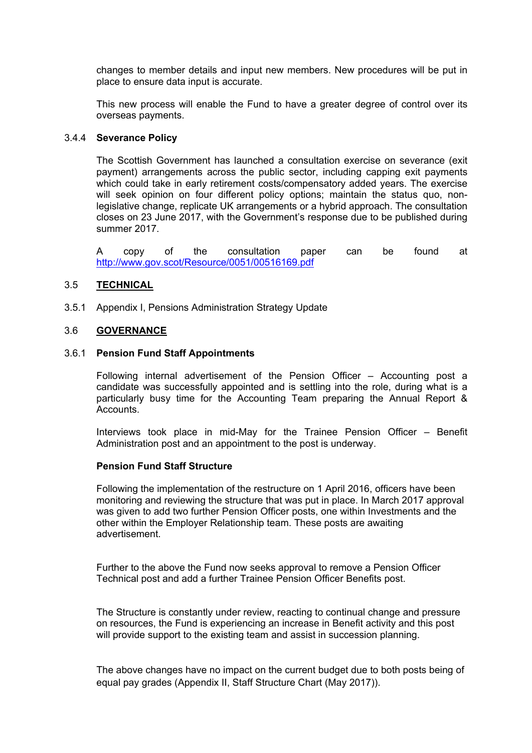changes to member details and input new members. New procedures will be put in place to ensure data input is accurate.

This new process will enable the Fund to have a greater degree of control over its overseas payments.

### 3.4.4 Severance Policy

The Scottish Government has launched a consultation exercise on severance (exit payment) arrangements across the public sector, including capping exit payments which could take in early retirement costs/compensatory added years. The exercise will seek opinion on four different policy options; maintain the status quo, non-legislative change, replicate UK arrangements or a hybrid approach. The consultation closes on 23 June 2017, with the Government's response due to be published during summer 2017.

A copy of the consultation paper can be found at http://www.gov.scot/Resource/0051/00516169.pdf

## 3.5 TECHNICAL

3.5.1 Appendix I, Pensions Administration Strategy Update

## 3.6 GOVERNANCE

### 3.6.1 Pension Fund Staff Appointments

Following internal advertisement of the Pension Officer – Accounting post a candidate was successfully appointed and is settling into the role, during what is a particularly busy time for the Accounting Team preparing the Annual Report & Accounts.

Interviews took place in mid-May for the Trainee Pension Officer – Benefit Administration post and an appointment to the post is underway.

**Pension Fund Staff Structure**

Following the implementation of the restructure on 1 April 2016, officers have been monitoring and reviewing the structure that was put in place. In March 2017 approval was given to add two further Pension Officer posts, one within Investments and the other within the Employer Relationship team. These posts are awaiting advertisement.

Further to the above the Fund now seeks approval to remove a Pension Officer Technical post and add a further Trainee Pension Officer Benefits post.

The Structure is constantly under review, reacting to continual change and pressure on resources, the Fund is experiencing an increase in Benefit activity and this post will provide support to the existing team and assist in succession planning.

The above changes have no impact on the current budget due to both posts being of equal pay grades (Appendix II, Staff Structure Chart (May 2017)).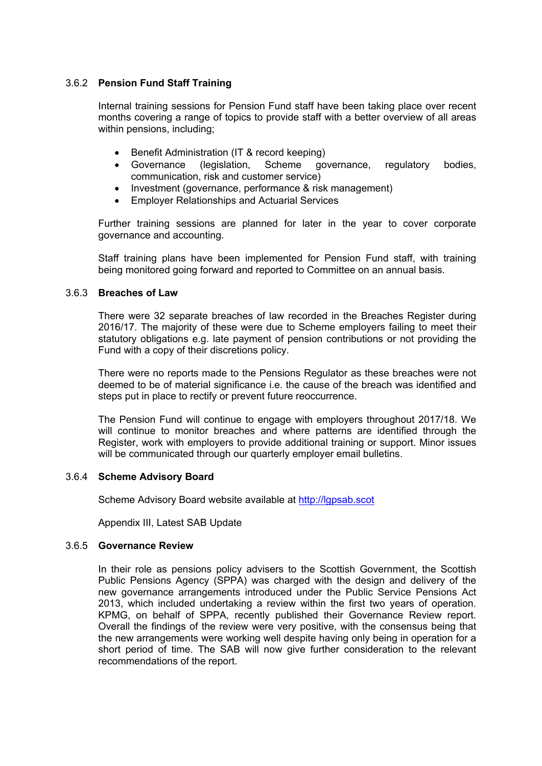#### 3.6.2 **Pension Fund Staff Training**

Internal training sessions for Pension Fund staff have been taking place over recent months covering a range of topics to provide staff with a better overview of all areas within pensions, including;

- Benefit Administration (IT & record keeping)
- Governance (legislation, Scheme governance, regulatory bodies, communication, risk and customer service)
- Investment (governance, performance & risk management)
- Employer Relationships and Actuarial Services

Further training sessions are planned for later in the year to cover corporate governance and accounting.

Staff training plans have been implemented for Pension Fund staff, with training being monitored going forward and reported to Committee on an annual basis.

#### 3.6.3 **Breaches of Law**

There were 32 separate breaches of law recorded in the Breaches Register during 2016/17. The majority of these were due to Scheme employers failing to meet their statutory obligations e.g. late payment of pension contributions or not providing the Fund with a copy of their discretions policy.

There were no reports made to the Pensions Regulator as these breaches were not deemed to be of material significance i.e. the cause of the breach was identified and steps put in place to rectify or prevent future reoccurrence.

The Pension Fund will continue to engage with employers throughout 2017/18. We will continue to monitor breaches and where patterns are identified through the Register, work with employers to provide additional training or support. Minor issues will be communicated through our quarterly employer email bulletins.

#### 3.6.4 **Scheme Advisory Board**

Scheme Advisory Board website available at [http://lgpsab.scot](http://lgpsab.scot)

Appendix III, Latest SAB Update

#### 3.6.5 **Governance Review**

In their role as pensions policy advisers to the Scottish Government, the Scottish Public Pensions Agency (SPPA) was charged with the design and delivery of the new governance arrangements introduced under the Public Service Pensions Act 2013, which included undertaking a review within the first two years of operation. KPMG, on behalf of SPPA, recently published their Governance Review report. Overall the findings of the review were very positive, with the consensus being that the new arrangements were working well despite having only being in operation for a short period of time. The SAB will now give further consideration to the relevant recommendations of the report.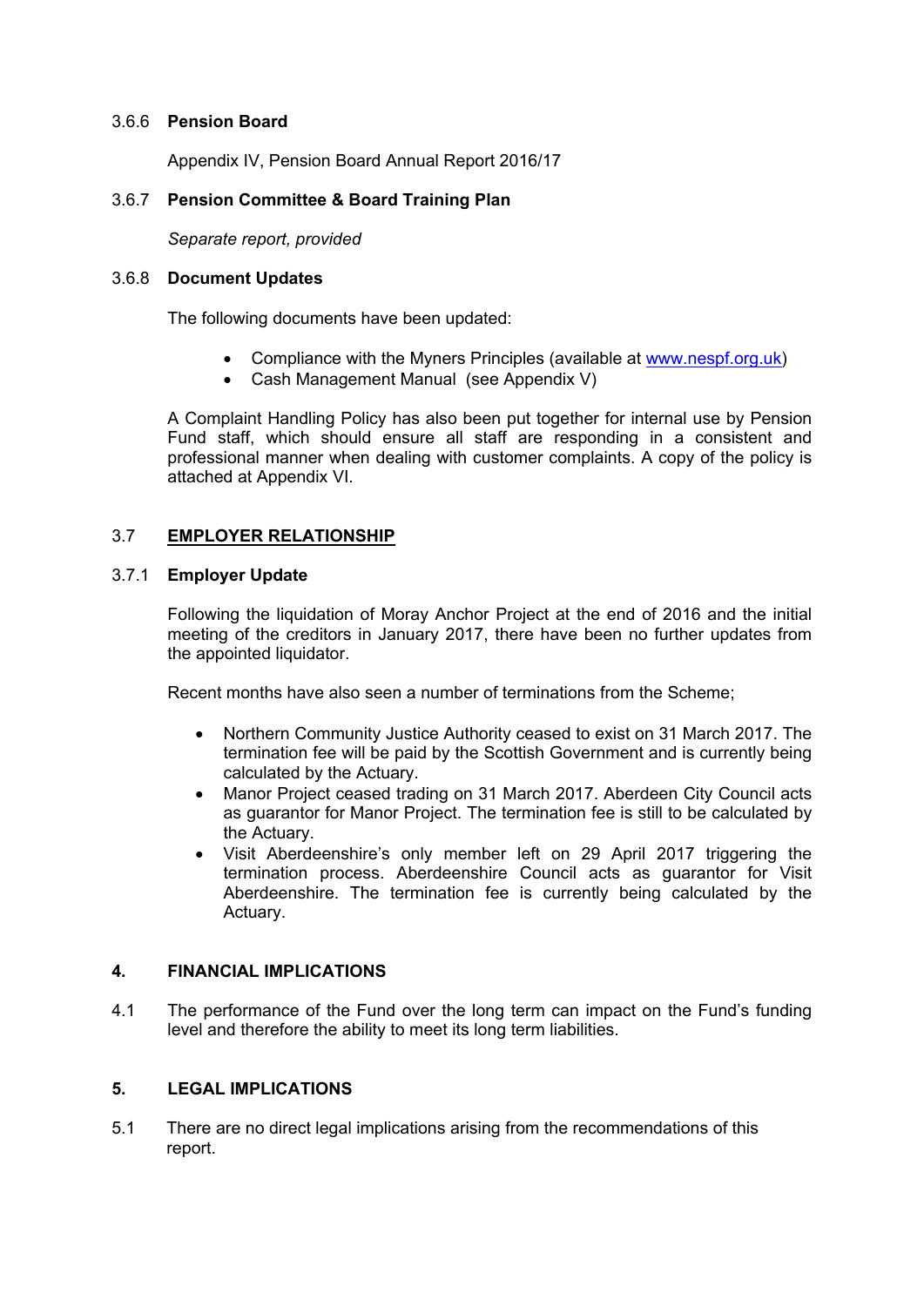### 3.6.6 **Pension Board**

Appendix IV, Pension Board Annual Report 2016/17

### 3.6.7 **Pension Committee & Board Training Plan**

*Separate report, provided*

### 3.6.8 **Document Updates**

The following documents have been updated:

- Compliance with the Myners Principles (available at [www.nespf.org.uk](http://www.nespf.org.uk))
- Cash Management Manual (see Appendix V)

A Complaint Handling Policy has also been put together for internal use by Pension Fund staff, which should ensure all staff are responding in a consistent and professional manner when dealing with customer complaints. A copy of the policy is attached at Appendix VI.

## 3.7 **EMPLOYER RELATIONSHIP**

### 3.7.1 **Employer Update**

Following the liquidation of Moray Anchor Project at the end of 2016 and the initial meeting of the creditors in January 2017, there have been no further updates from the appointed liquidator.

Recent months have also seen a number of terminations from the Scheme;

- Northern Community Justice Authority ceased to exist on 31 March 2017. The termination fee will be paid by the Scottish Government and is currently being calculated by the Actuary.
- Manor Project ceased trading on 31 March 2017. Aberdeen City Council acts as guarantor for Manor Project. The termination fee is still to be calculated by the Actuary.
- Visit Aberdeenshire's only member left on 29 April 2017 triggering the termination process. Aberdeenshire Council acts as guarantor for Visit Aberdeenshire. The termination fee is currently being calculated by the Actuary.

## 4. FINANCIAL IMPLICATIONS

4.1 The performance of the Fund over the long term can impact on the Fund's funding level and therefore the ability to meet its long term liabilities.

## 5. LEGAL IMPLICATIONS

5.1 There are no direct legal implications arising from the recommendations of this report.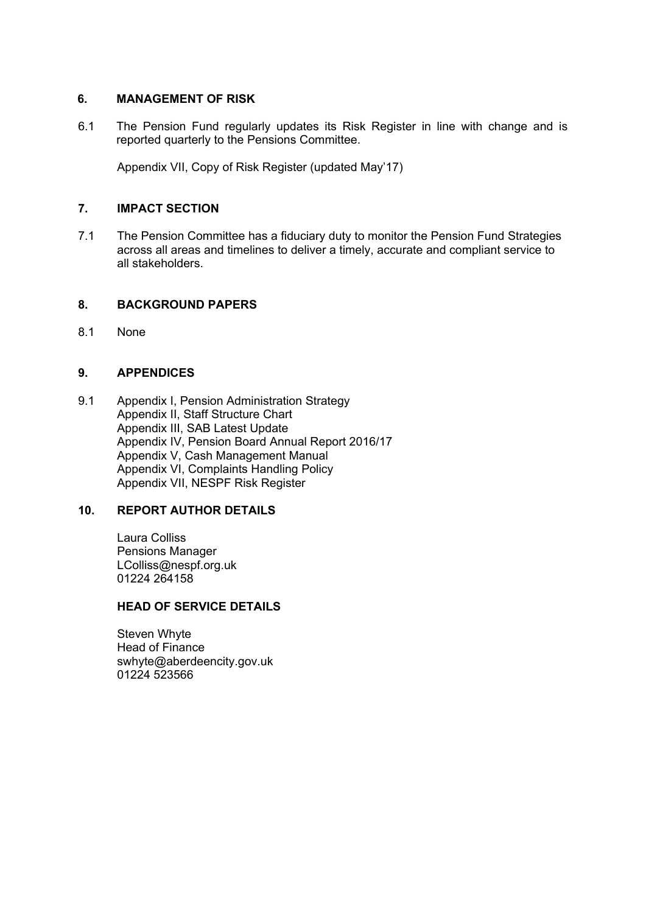## 6. MANAGEMENT OF RISK

6.1 The Pension Fund regularly updates its Risk Register in line with change and is reported quarterly to the Pensions Committee.

Appendix VII, Copy of Risk Register (updated May'17)

## 7. IMPACT SECTION

7.1 The Pension Committee has a fiduciary duty to monitor the Pension Fund Strategies across all areas and timelines to deliver a timely, accurate and compliant service to all stakeholders.

## 8. BACKGROUND PAPERS

8.1 None

## 9. APPENDICES

9.1 Appendix I, Pension Administration Strategy
Appendix II, Staff Structure Chart
Appendix III, SAB Latest Update
Appendix IV, Pension Board Annual Report 2016/17
Appendix V, Cash Management Manual
Appendix VI, Complaints Handling Policy
Appendix VII, NESPF Risk Register

## 10. REPORT AUTHOR DETAILS

Laura Colliss
Pensions Manager
LColliss@nespf.org.uk
01224 264158

### HEAD OF SERVICE DETAILS

Steven Whyte
Head of Finance
swhyte@aberdeencity.gov.uk
01224 523566